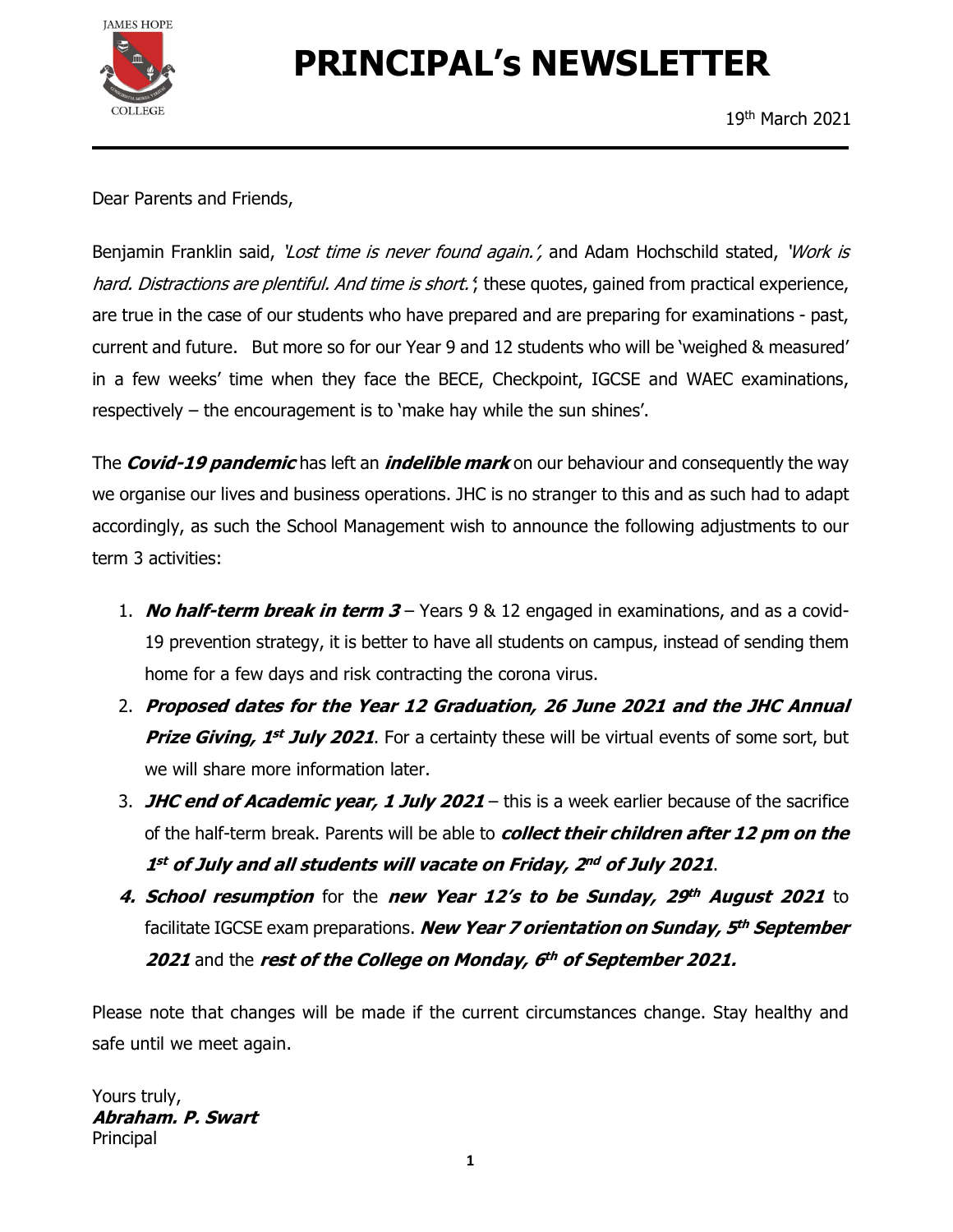JAMES HOPE COLLEGE

# PRINCIPAL's NEWSLETTER

19th March 2021

Dear Parents and Friends,

Benjamin Franklin said, *'Lost time is never found again.'*, and Adam Hochschild stated, *'Work is hard. Distractions are plentiful. And time is short.'*; these quotes, gained from practical experience, are true in the case of our students who have prepared and are preparing for examinations - past, current and future. But more so for our Year 9 and 12 students who will be 'weighed & measured' in a few weeks' time when they face the BECE, Checkpoint, IGCSE and WAEC examinations, respectively – the encouragement is to 'make hay while the sun shines'.

The ***Covid-19 pandemic*** has left an ***indelible mark*** on our behaviour and consequently the way we organise our lives and business operations. JHC is no stranger to this and as such had to adapt accordingly, as such the School Management wish to announce the following adjustments to our term 3 activities:

1. ***No half-term break in term 3*** – Years 9 & 12 engaged in examinations, and as a covid-19 prevention strategy, it is better to have all students on campus, instead of sending them home for a few days and risk contracting the corona virus.
2. ***Proposed dates for the Year 12 Graduation, 26 June 2021 and the JHC Annual Prize Giving, 1st July 2021***. For a certainty these will be virtual events of some sort, but we will share more information later.
3. ***JHC end of Academic year, 1 July 2021*** – this is a week earlier because of the sacrifice of the half-term break. Parents will be able to ***collect their children after 12 pm on the 1st of July and all students will vacate on Friday, 2nd of July 2021***.
4. ***School resumption*** for the ***new Year 12's to be Sunday, 29th August 2021*** to facilitate IGCSE exam preparations. ***New Year 7 orientation on Sunday, 5th September 2021*** and the ***rest of the College on Monday, 6th of September 2021.***

Please note that changes will be made if the current circumstances change. Stay healthy and safe until we meet again.

Yours truly,
***Abraham. P. Swart***
Principal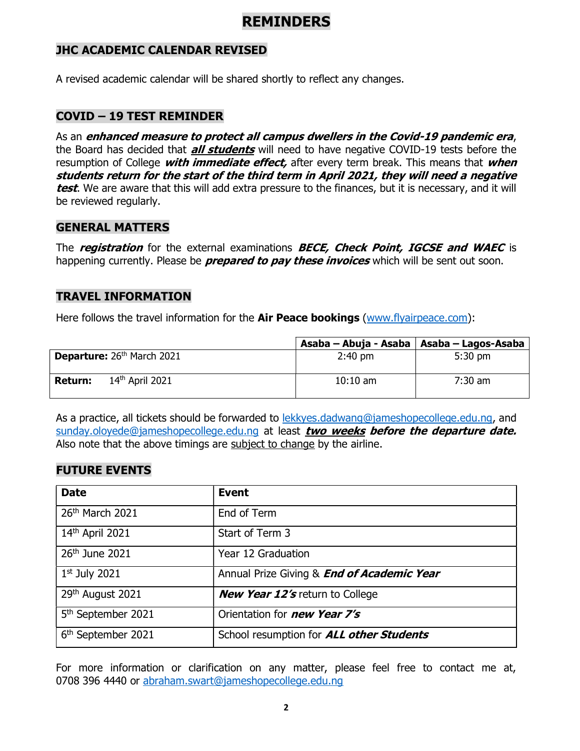# REMINDERS

## JHC ACADEMIC CALENDAR REVISED

A revised academic calendar will be shared shortly to reflect any changes.

## COVID – 19 TEST REMINDER

As an ***enhanced measure to protect all campus dwellers in the Covid-19 pandemic era***, the Board has decided that ***all students*** will need to have negative COVID-19 tests before the resumption of College ***with immediate effect,*** after every term break. This means that ***when students return for the start of the third term in April 2021, they will need a negative test***. We are aware that this will add extra pressure to the finances, but it is necessary, and it will be reviewed regularly.

## GENERAL MATTERS

The ***registration*** for the external examinations ***BECE, Check Point, IGCSE and WAEC*** is happening currently. Please be ***prepared to pay these invoices*** which will be sent out soon.

## TRAVEL INFORMATION

Here follows the travel information for the **Air Peace bookings** (www.flyairpeace.com):

| | Asaba – Abuja - Asaba | Asaba – Lagos-Asaba |
|---|---|---|
| **Departure:** 26th March 2021 | 2:40 pm | 5:30 pm |
| **Return:** 14th April 2021 | 10:10 am | 7:30 am |

As a practice, all tickets should be forwarded to lekkyes.dadwang@jameshopecollege.edu.ng, and sunday.oloyede@jameshopecollege.edu.ng at least ***two weeks* before the departure date.** Also note that the above timings are subject to change by the airline.

## FUTURE EVENTS

| Date | Event |
|---|---|
| 26th March 2021 | End of Term |
| 14th April 2021 | Start of Term 3 |
| 26th June 2021 | Year 12 Graduation |
| 1st July 2021 | Annual Prize Giving & ***End of Academic Year*** |
| 29th August 2021 | ***New Year 12's*** return to College |
| 5th September 2021 | Orientation for ***new Year 7's*** |
| 6th September 2021 | School resumption for ***ALL other Students*** |

For more information or clarification on any matter, please feel free to contact me at, 0708 396 4440 or abraham.swart@jameshopecollege.edu.ng